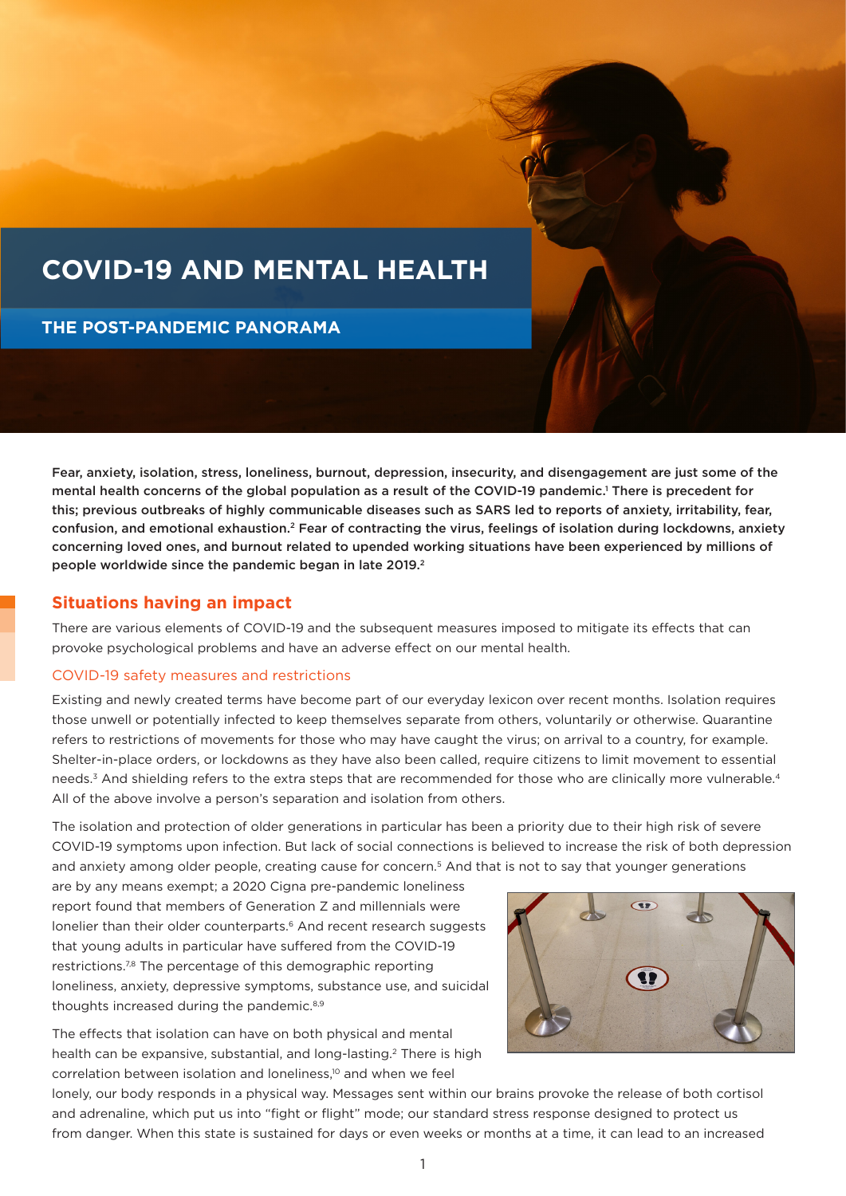# COVID-19 AND MENTAL HEALTH

## THE POST-PANDEMIC PANORAMA

**Fear, anxiety, isolation, stress, loneliness, burnout, depression, insecurity, and disengagement are just some of the mental health concerns of the global population as a result of the COVID-19 pandemic.[1] There is precedent for this; previous outbreaks of highly communicable diseases such as SARS led to reports of anxiety, irritability, fear, confusion, and emotional exhaustion.[2] Fear of contracting the virus, feelings of isolation during lockdowns, anxiety concerning loved ones, and burnout related to upended working situations have been experienced by millions of people worldwide since the pandemic began in late 2019.[2]**

## Situations having an impact

There are various elements of COVID-19 and the subsequent measures imposed to mitigate its effects that can provoke psychological problems and have an adverse effect on our mental health.

### COVID-19 safety measures and restrictions

Existing and newly created terms have become part of our everyday lexicon over recent months. Isolation requires those unwell or potentially infected to keep themselves separate from others, voluntarily or otherwise. Quarantine refers to restrictions of movements for those who may have caught the virus; on arrival to a country, for example. Shelter-in-place orders, or lockdowns as they have also been called, require citizens to limit movement to essential needs.[3] And shielding refers to the extra steps that are recommended for those who are clinically more vulnerable.[4] All of the above involve a person's separation and isolation from others.

The isolation and protection of older generations in particular has been a priority due to their high risk of severe COVID-19 symptoms upon infection. But lack of social connections is believed to increase the risk of both depression and anxiety among older people, creating cause for concern.[5] And that is not to say that younger generations are by any means exempt; a 2020 Cigna pre-pandemic loneliness report found that members of Generation Z and millennials were lonelier than their older counterparts.[6] And recent research suggests that young adults in particular have suffered from the COVID-19 restrictions.[7,8] The percentage of this demographic reporting loneliness, anxiety, depressive symptoms, substance use, and suicidal thoughts increased during the pandemic.[8,9]

The effects that isolation can have on both physical and mental health can be expansive, substantial, and long-lasting.[2] There is high correlation between isolation and loneliness,[10] and when we feel lonely, our body responds in a physical way. Messages sent within our brains provoke the release of both cortisol and adrenaline, which put us into "fight or flight" mode; our standard stress response designed to protect us from danger. When this state is sustained for days or even weeks or months at a time, it can lead to an increased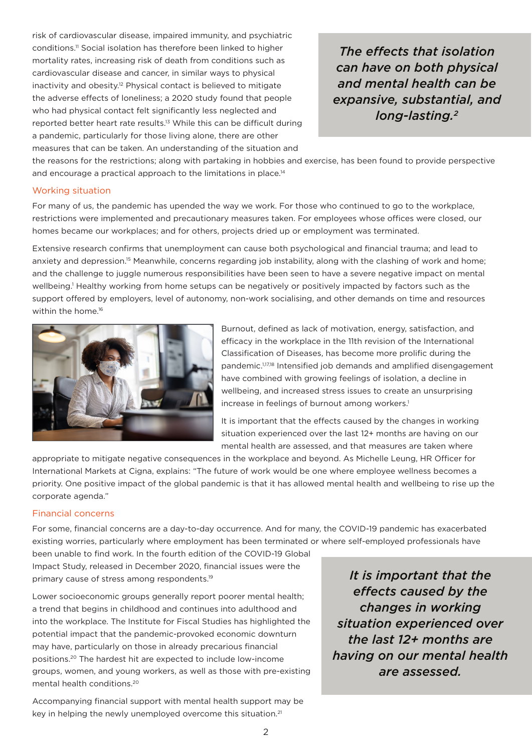risk of cardiovascular disease, impaired immunity, and psychiatric conditions.[11] Social isolation has therefore been linked to higher mortality rates, increasing risk of death from conditions such as cardiovascular disease and cancer, in similar ways to physical inactivity and obesity.[12] Physical contact is believed to mitigate the adverse effects of loneliness; a 2020 study found that people who had physical contact felt significantly less neglected and reported better heart rate results.[13] While this can be difficult during a pandemic, particularly for those living alone, there are other measures that can be taken. An understanding of the situation and the reasons for the restrictions; along with partaking in hobbies and exercise, has been found to provide perspective and encourage a practical approach to the limitations in place.[14]

> *The effects that isolation can have on both physical and mental health can be expansive, substantial, and long-lasting.[2]*

## Working situation

For many of us, the pandemic has upended the way we work. For those who continued to go to the workplace, restrictions were implemented and precautionary measures taken. For employees whose offices were closed, our homes became our workplaces; and for others, projects dried up or employment was terminated.

Extensive research confirms that unemployment can cause both psychological and financial trauma; and lead to anxiety and depression.[15] Meanwhile, concerns regarding job instability, along with the clashing of work and home; and the challenge to juggle numerous responsibilities have been seen to have a severe negative impact on mental wellbeing.[1] Healthy working from home setups can be negatively or positively impacted by factors such as the support offered by employers, level of autonomy, non-work socialising, and other demands on time and resources within the home.[16]

Burnout, defined as lack of motivation, energy, satisfaction, and efficacy in the workplace in the 11th revision of the International Classification of Diseases, has become more prolific during the pandemic.[1,17,18] Intensified job demands and amplified disengagement have combined with growing feelings of isolation, a decline in wellbeing, and increased stress issues to create an unsurprising increase in feelings of burnout among workers.[1]

It is important that the effects caused by the changes in working situation experienced over the last 12+ months are having on our mental health are assessed, and that measures are taken where appropriate to mitigate negative consequences in the workplace and beyond. As Michelle Leung, HR Officer for International Markets at Cigna, explains: "The future of work would be one where employee wellness becomes a priority. One positive impact of the global pandemic is that it has allowed mental health and wellbeing to rise up the corporate agenda."

## Financial concerns

For some, financial concerns are a day-to-day occurrence. And for many, the COVID-19 pandemic has exacerbated existing worries, particularly where employment has been terminated or where self-employed professionals have been unable to find work. In the fourth edition of the COVID-19 Global Impact Study, released in December 2020, financial issues were the primary cause of stress among respondents.[19]

Lower socioeconomic groups generally report poorer mental health; a trend that begins in childhood and continues into adulthood and into the workplace. The Institute for Fiscal Studies has highlighted the potential impact that the pandemic-provoked economic downturn may have, particularly on those in already precarious financial positions.[20] The hardest hit are expected to include low-income groups, women, and young workers, as well as those with pre-existing mental health conditions.[20]

Accompanying financial support with mental health support may be key in helping the newly unemployed overcome this situation.[21]

> *It is important that the effects caused by the changes in working situation experienced over the last 12+ months are having on our mental health are assessed.*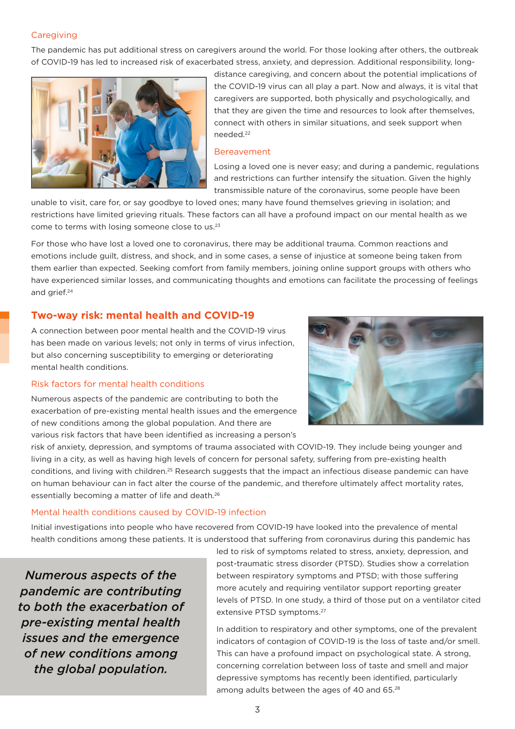### Caregiving

The pandemic has put additional stress on caregivers around the world. For those looking after others, the outbreak of COVID-19 has led to increased risk of exacerbated stress, anxiety, and depression. Additional responsibility, long-distance caregiving, and concern about the potential implications of the COVID-19 virus can all play a part. Now and always, it is vital that caregivers are supported, both physically and psychologically, and that they are given the time and resources to look after themselves, connect with others in similar situations, and seek support when needed.[22]

### Bereavement

Losing a loved one is never easy; and during a pandemic, regulations and restrictions can further intensify the situation. Given the highly transmissible nature of the coronavirus, some people have been unable to visit, care for, or say goodbye to loved ones; many have found themselves grieving in isolation; and restrictions have limited grieving rituals. These factors can all have a profound impact on our mental health as we come to terms with losing someone close to us.[23]

For those who have lost a loved one to coronavirus, there may be additional trauma. Common reactions and emotions include guilt, distress, and shock, and in some cases, a sense of injustice at someone being taken from them earlier than expected. Seeking comfort from family members, joining online support groups with others who have experienced similar losses, and communicating thoughts and emotions can facilitate the processing of feelings and grief.[24]

## Two-way risk: mental health and COVID-19

A connection between poor mental health and the COVID-19 virus has been made on various levels; not only in terms of virus infection, but also concerning susceptibility to emerging or deteriorating mental health conditions.

### Risk factors for mental health conditions

Numerous aspects of the pandemic are contributing to both the exacerbation of pre-existing mental health issues and the emergence of new conditions among the global population. And there are various risk factors that have been identified as increasing a person's risk of anxiety, depression, and symptoms of trauma associated with COVID-19. They include being younger and living in a city, as well as having high levels of concern for personal safety, suffering from pre-existing health conditions, and living with children.[25] Research suggests that the impact an infectious disease pandemic can have on human behaviour can in fact alter the course of the pandemic, and therefore ultimately affect mortality rates, essentially becoming a matter of life and death.[26]

### Mental health conditions caused by COVID-19 infection

Initial investigations into people who have recovered from COVID-19 have looked into the prevalence of mental health conditions among these patients. It is understood that suffering from coronavirus during this pandemic has led to risk of symptoms related to stress, anxiety, depression, and post-traumatic stress disorder (PTSD). Studies show a correlation between respiratory symptoms and PTSD; with those suffering more acutely and requiring ventilator support reporting greater levels of PTSD. In one study, a third of those put on a ventilator cited extensive PTSD symptoms.[27]

> *Numerous aspects of the pandemic are contributing to both the exacerbation of pre-existing mental health issues and the emergence of new conditions among the global population.*

In addition to respiratory and other symptoms, one of the prevalent indicators of contagion of COVID-19 is the loss of taste and/or smell. This can have a profound impact on psychological state. A strong, concerning correlation between loss of taste and smell and major depressive symptoms has recently been identified, particularly among adults between the ages of 40 and 65.[28]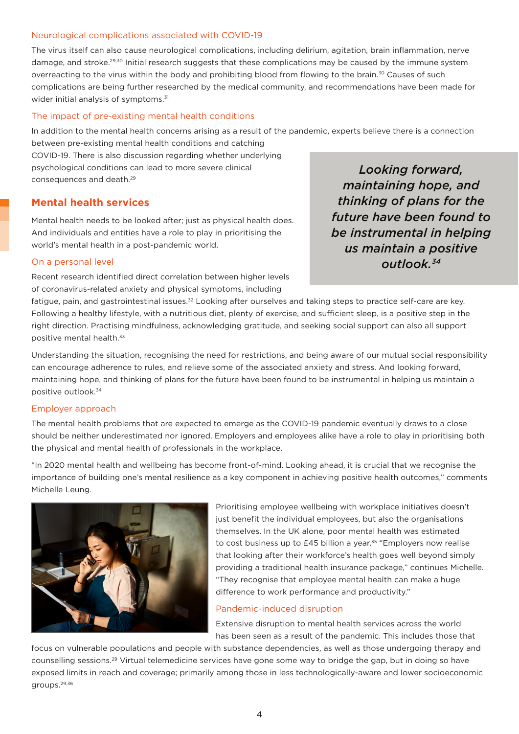### Neurological complications associated with COVID-19

The virus itself can also cause neurological complications, including delirium, agitation, brain inflammation, nerve damage, and stroke.[29,30] Initial research suggests that these complications may be caused by the immune system overreacting to the virus within the body and prohibiting blood from flowing to the brain.[30] Causes of such complications are being further researched by the medical community, and recommendations have been made for wider initial analysis of symptoms.[31]

### The impact of pre-existing mental health conditions

In addition to the mental health concerns arising as a result of the pandemic, experts believe there is a connection between pre-existing mental health conditions and catching COVID-19. There is also discussion regarding whether underlying psychological conditions can lead to more severe clinical consequences and death.[29]

## Mental health services

Mental health needs to be looked after; just as physical health does. And individuals and entities have a role to play in prioritising the world's mental health in a post-pandemic world.

### On a personal level

Recent research identified direct correlation between higher levels of coronavirus-related anxiety and physical symptoms, including fatigue, pain, and gastrointestinal issues.[32] Looking after ourselves and taking steps to practice self-care are key. Following a healthy lifestyle, with a nutritious diet, plenty of exercise, and sufficient sleep, is a positive step in the right direction. Practising mindfulness, acknowledging gratitude, and seeking social support can also all support positive mental health.[33]

Understanding the situation, recognising the need for restrictions, and being aware of our mutual social responsibility can encourage adherence to rules, and relieve some of the associated anxiety and stress. And looking forward, maintaining hope, and thinking of plans for the future have been found to be instrumental in helping us maintain a positive outlook.[34]

> ***Looking forward, maintaining hope, and thinking of plans for the future have been found to be instrumental in helping us maintain a positive outlook.[34]***

### Employer approach

The mental health problems that are expected to emerge as the COVID-19 pandemic eventually draws to a close should be neither underestimated nor ignored. Employers and employees alike have a role to play in prioritising both the physical and mental health of professionals in the workplace.

"In 2020 mental health and wellbeing has become front-of-mind. Looking ahead, it is crucial that we recognise the importance of building one's mental resilience as a key component in achieving positive health outcomes," comments Michelle Leung.

Prioritising employee wellbeing with workplace initiatives doesn't just benefit the individual employees, but also the organisations themselves. In the UK alone, poor mental health was estimated to cost business up to £45 billion a year.[35] "Employers now realise that looking after their workforce's health goes well beyond simply providing a traditional health insurance package," continues Michelle. "They recognise that employee mental health can make a huge difference to work performance and productivity."

### Pandemic-induced disruption

Extensive disruption to mental health services across the world has been seen as a result of the pandemic. This includes those that focus on vulnerable populations and people with substance dependencies, as well as those undergoing therapy and counselling sessions.[29] Virtual telemedicine services have gone some way to bridge the gap, but in doing so have exposed limits in reach and coverage; primarily among those in less technologically-aware and lower socioeconomic groups.[29,36]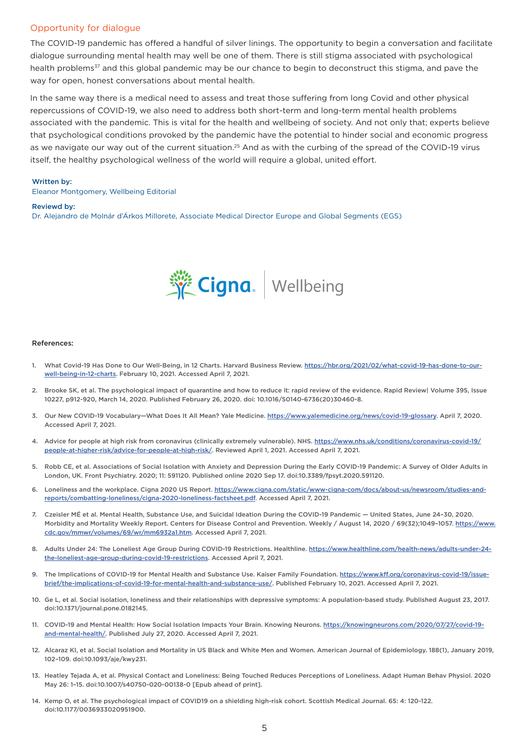## Opportunity for dialogue

The COVID-19 pandemic has offered a handful of silver linings. The opportunity to begin a conversation and facilitate dialogue surrounding mental health may well be one of them. There is still stigma associated with psychological health problems[37] and this global pandemic may be our chance to begin to deconstruct this stigma, and pave the way for open, honest conversations about mental health.

In the same way there is a medical need to assess and treat those suffering from long Covid and other physical repercussions of COVID-19, we also need to address both short-term and long-term mental health problems associated with the pandemic. This is vital for the health and wellbeing of society. And not only that; experts believe that psychological conditions provoked by the pandemic have the potential to hinder social and economic progress as we navigate our way out of the current situation.[25] And as with the curbing of the spread of the COVID-19 virus itself, the healthy psychological wellness of the world will require a global, united effort.

**Written by:**
Eleanor Montgomery, Wellbeing Editorial

**Reviewd by:**
Dr. Alejandro de Molnár d'Árkos Millorete, Associate Medical Director Europe and Global Segments (EGS)

Cigna | Wellbeing

**References:**

1. What Covid-19 Has Done to Our Well-Being, in 12 Charts. Harvard Business Review. https://hbr.org/2021/02/what-covid-19-has-done-to-our-well-being-in-12-charts. February 10, 2021. Accessed April 7, 2021.
2. Brooke SK, et al. The psychological impact of quarantine and how to reduce it: rapid review of the evidence. Rapid Review| Volume 395, Issue 10227, p912-920, March 14, 2020. Published February 26, 2020. doi: 10.1016/S0140-6736(20)30460-8.
3. Our New COVID-19 Vocabulary—What Does It All Mean? Yale Medicine. https://www.yalemedicine.org/news/covid-19-glossary. April 7, 2020. Accessed April 7, 2021.
4. Advice for people at high risk from coronavirus (clinically extremely vulnerable). NHS. https://www.nhs.uk/conditions/coronavirus-covid-19/people-at-higher-risk/advice-for-people-at-high-risk/. Reviewed April 1, 2021. Accessed April 7, 2021.
5. Robb CE, et al. Associations of Social Isolation with Anxiety and Depression During the Early COVID-19 Pandemic: A Survey of Older Adults in London, UK. Front Psychiatry. 2020; 11: 591120. Published online 2020 Sep 17. doi:10.3389/fpsyt.2020.591120.
6. Loneliness and the workplace. Cigna 2020 US Report. https://www.cigna.com/static/www-cigna-com/docs/about-us/newsroom/studies-and-reports/combatting-loneliness/cigna-2020-loneliness-factsheet.pdf. Accessed April 7, 2021.
7. Czeisler MÉ et al. Mental Health, Substance Use, and Suicidal Ideation During the COVID-19 Pandemic — United States, June 24–30, 2020. Morbidity and Mortality Weekly Report. Centers for Disease Control and Prevention. Weekly / August 14, 2020 / 69(32);1049–1057. https://www.cdc.gov/mmwr/volumes/69/wr/mm6932a1.htm. Accessed April 7, 2021.
8. Adults Under 24: The Loneliest Age Group During COVID-19 Restrictions. Healthline. https://www.healthline.com/health-news/adults-under-24-the-loneliest-age-group-during-covid-19-restrictions. Accessed April 7, 2021.
9. The Implications of COVID-19 for Mental Health and Substance Use. Kaiser Family Foundation. https://www.kff.org/coronavirus-covid-19/issue-brief/the-implications-of-covid-19-for-mental-health-and-substance-use/. Published February 10, 2021. Accessed April 7, 2021.
10. Ge L, et al. Social isolation, loneliness and their relationships with depressive symptoms: A population-based study. Published August 23, 2017. doi:10.1371/journal.pone.0182145.
11. COVID-19 and Mental Health: How Social Isolation Impacts Your Brain. Knowing Neurons. https://knowingneurons.com/2020/07/27/covid-19-and-mental-health/. Published July 27, 2020. Accessed April 7, 2021.
12. Alcaraz KI, et al. Social Isolation and Mortality in US Black and White Men and Women. American Journal of Epidemiology. 188(1), January 2019, 102–109. doi:10.1093/aje/kwy231.
13. Heatley Tejada A, et al. Physical Contact and Loneliness: Being Touched Reduces Perceptions of Loneliness. Adapt Human Behav Physiol. 2020 May 26: 1–15. doi:10.1007/s40750-020-00138-0 [Epub ahead of print].
14. Kemp O, et al. The psychological impact of COVID19 on a shielding high-risk cohort. Scottish Medical Journal. 65: 4: 120-122. doi:10.1177/0036933020951900.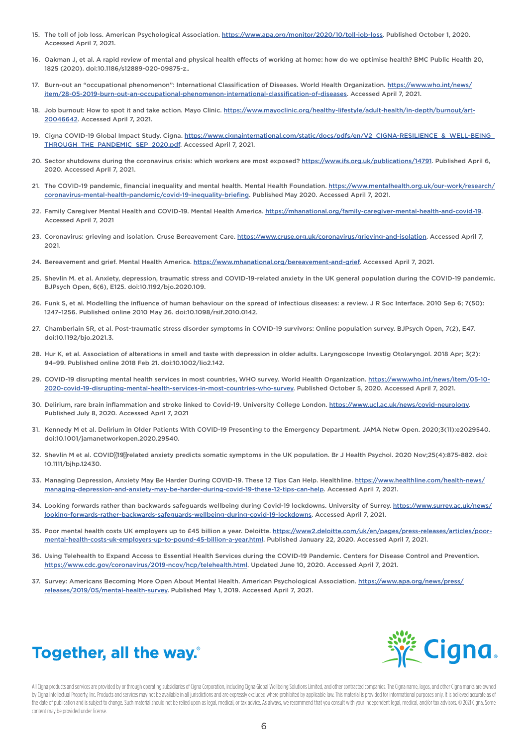15. The toll of job loss. American Psychological Association. https://www.apa.org/monitor/2020/10/toll-job-loss. Published October 1, 2020. Accessed April 7, 2021.

16. Oakman J, et al. A rapid review of mental and physical health effects of working at home: how do we optimise health? BMC Public Health 20, 1825 (2020). doi:10.1186/s12889-020-09875-z..

17. Burn-out an "occupational phenomenon": International Classification of Diseases. World Health Organization. https://www.who.int/news/item/28-05-2019-burn-out-an-occupational-phenomenon-international-classification-of-diseases. Accessed April 7, 2021.

18. Job burnout: How to spot it and take action. Mayo Clinic. https://www.mayoclinic.org/healthy-lifestyle/adult-health/in-depth/burnout/art-20046642. Accessed April 7, 2021.

19. Cigna COVID-19 Global Impact Study. Cigna. https://www.cignainternational.com/static/docs/pdfs/en/V2_CIGNA-RESILIENCE_&_WELL-BEING_THROUGH_THE_PANDEMIC_SEP_2020.pdf. Accessed April 7, 2021.

20. Sector shutdowns during the coronavirus crisis: which workers are most exposed? https://www.ifs.org.uk/publications/14791. Published April 6, 2020. Accessed April 7, 2021.

21. The COVID-19 pandemic, financial inequality and mental health. Mental Health Foundation. https://www.mentalhealth.org.uk/our-work/research/coronavirus-mental-health-pandemic/covid-19-inequality-briefing. Published May 2020. Accessed April 7, 2021.

22. Family Caregiver Mental Health and COVID-19. Mental Health America. https://mhanational.org/family-caregiver-mental-health-and-covid-19. Accessed April 7, 2021

23. Coronavirus: grieving and isolation. Cruse Bereavement Care. https://www.cruse.org.uk/coronavirus/grieving-and-isolation. Accessed April 7, 2021.

24. Bereavement and grief. Mental Health America. https://www.mhanational.org/bereavement-and-grief. Accessed April 7, 2021.

25. Shevlin M. et al. Anxiety, depression, traumatic stress and COVID-19-related anxiety in the UK general population during the COVID-19 pandemic. BJPsych Open, 6(6), E125. doi:10.1192/bjo.2020.109.

26. Funk S, et al. Modelling the influence of human behaviour on the spread of infectious diseases: a review. J R Soc Interface. 2010 Sep 6; 7(50): 1247–1256. Published online 2010 May 26. doi:10.1098/rsif.2010.0142.

27. Chamberlain SR, et al. Post-traumatic stress disorder symptoms in COVID-19 survivors: Online population survey. BJPsych Open, 7(2), E47. doi:10.1192/bjo.2021.3.

28. Hur K, et al. Association of alterations in smell and taste with depression in older adults. Laryngoscope Investig Otolaryngol. 2018 Apr; 3(2): 94–99. Published online 2018 Feb 21. doi:10.1002/lio2.142.

29. COVID-19 disrupting mental health services in most countries, WHO survey. World Health Organization. https://www.who.int/news/item/05-10-2020-covid-19-disrupting-mental-health-services-in-most-countries-who-survey. Published October 5, 2020. Accessed April 7, 2021.

30. Delirium, rare brain inflammation and stroke linked to Covid-19. University College London. https://www.ucl.ac.uk/news/covid-neurology. Published July 8, 2020. Accessed April 7, 2021

31. Kennedy M et al. Delirium in Older Patients With COVID-19 Presenting to the Emergency Department. JAMA Netw Open. 2020;3(11):e2029540. doi:10.1001/jamanetworkopen.2020.29540.

32. Shevlin M et al. COVID‐19‐related anxiety predicts somatic symptoms in the UK population. Br J Health Psychol. 2020 Nov;25(4):875-882. doi: 10.1111/bjhp.12430.

33. Managing Depression, Anxiety May Be Harder During COVID-19. These 12 Tips Can Help. Healthline. https://www.healthline.com/health-news/managing-depression-and-anxiety-may-be-harder-during-covid-19-these-12-tips-can-help. Accessed April 7, 2021.

34. Looking forwards rather than backwards safeguards wellbeing during Covid-19 lockdowns. University of Surrey. https://www.surrey.ac.uk/news/looking-forwards-rather-backwards-safeguards-wellbeing-during-covid-19-lockdowns. Accessed April 7, 2021.

35. Poor mental health costs UK employers up to £45 billion a year. Deloitte. https://www2.deloitte.com/uk/en/pages/press-releases/articles/poor-mental-health-costs-uk-employers-up-to-pound-45-billion-a-year.html. Published January 22, 2020. Accessed April 7, 2021.

36. Using Telehealth to Expand Access to Essential Health Services during the COVID-19 Pandemic. Centers for Disease Control and Prevention. https://www.cdc.gov/coronavirus/2019-ncov/hcp/telehealth.html. Updated June 10, 2020. Accessed April 7, 2021.

37. Survey: Americans Becoming More Open About Mental Health. American Psychological Association. https://www.apa.org/news/press/releases/2019/05/mental-health-survey. Published May 1, 2019. Accessed April 7, 2021.

**Together, all the way.®**

Cigna.

All Cigna products and services are provided by or through operating subsidiaries of Cigna Corporation, including Cigna Global Wellbeing Solutions Limited, and other contracted companies. The Cigna name, logos, and other Cigna marks are owned by Cigna Intellectual Property, Inc. Products and services may not be available in all jurisdictions and are expressly excluded where prohibited by applicable law. This material is provided for informational purposes only. It is believed accurate as of the date of publication and is subject to change. Such material should not be relied upon as legal, medical, or tax advice. As always, we recommend that you consult with your independent legal, medical, and/or tax advisors. © 2021 Cigna. Some content may be provided under license.